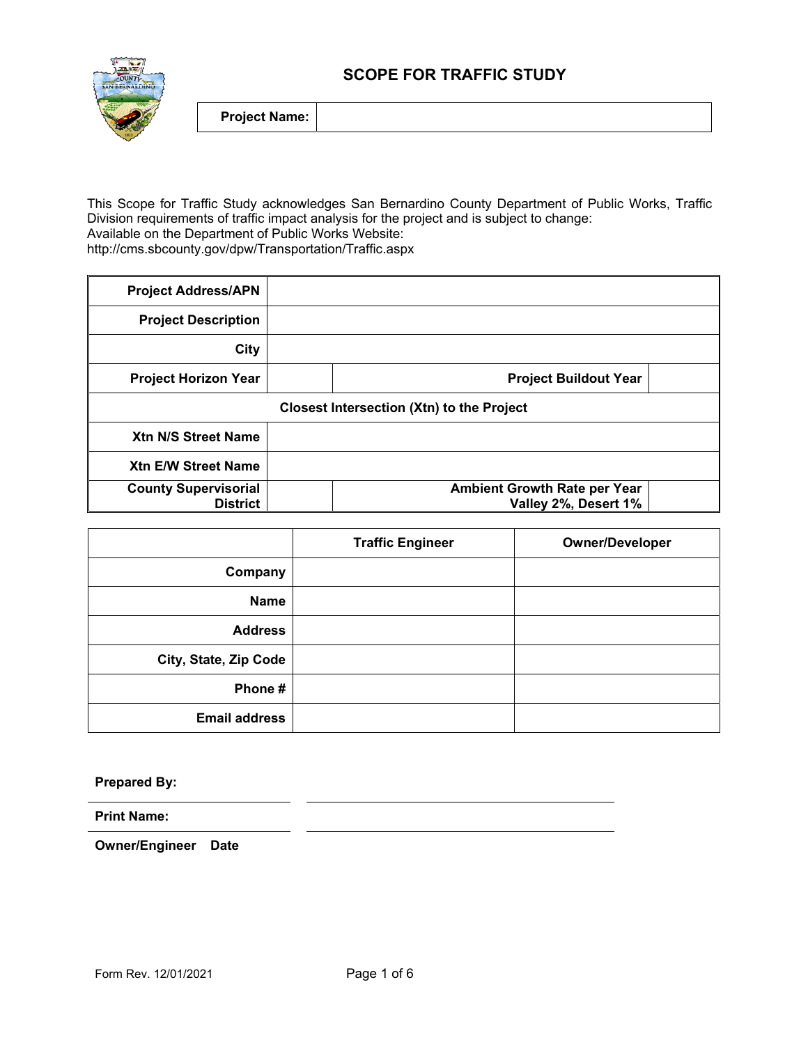# SCOPE FOR TRAFFIC STUDY

| **Project Name:** | |
|---|---|

This Scope for Traffic Study acknowledges San Bernardino County Department of Public Works, Traffic Division requirements of traffic impact analysis for the project and is subject to change:
Available on the Department of Public Works Website:
http://cms.sbcounty.gov/dpw/Transportation/Traffic.aspx

| | | | |
|---|---|---|---|
| **Project Address/APN** | | | |
| **Project Description** | | | |
| **City** | | | |
| **Project Horizon Year** | | **Project Buildout Year** | |
| **Closest Intersection (Xtn) to the Project** | | | |
| **Xtn N/S Street Name** | | | |
| **Xtn E/W Street Name** | | | |
| **County Supervisorial District** | | **Ambient Growth Rate per Year Valley 2%, Desert 1%** | |

| | **Traffic Engineer** | **Owner/Developer** |
|---|---|---|
| **Company** | | |
| **Name** | | |
| **Address** | | |
| **City, State, Zip Code** | | |
| **Phone #** | | |
| **Email address** | | |

**Prepared By:** ______________________ ______________________

**Print Name:** ______________________ ______________________

**Owner/Engineer** **Date**

Form Rev. 12/01/2021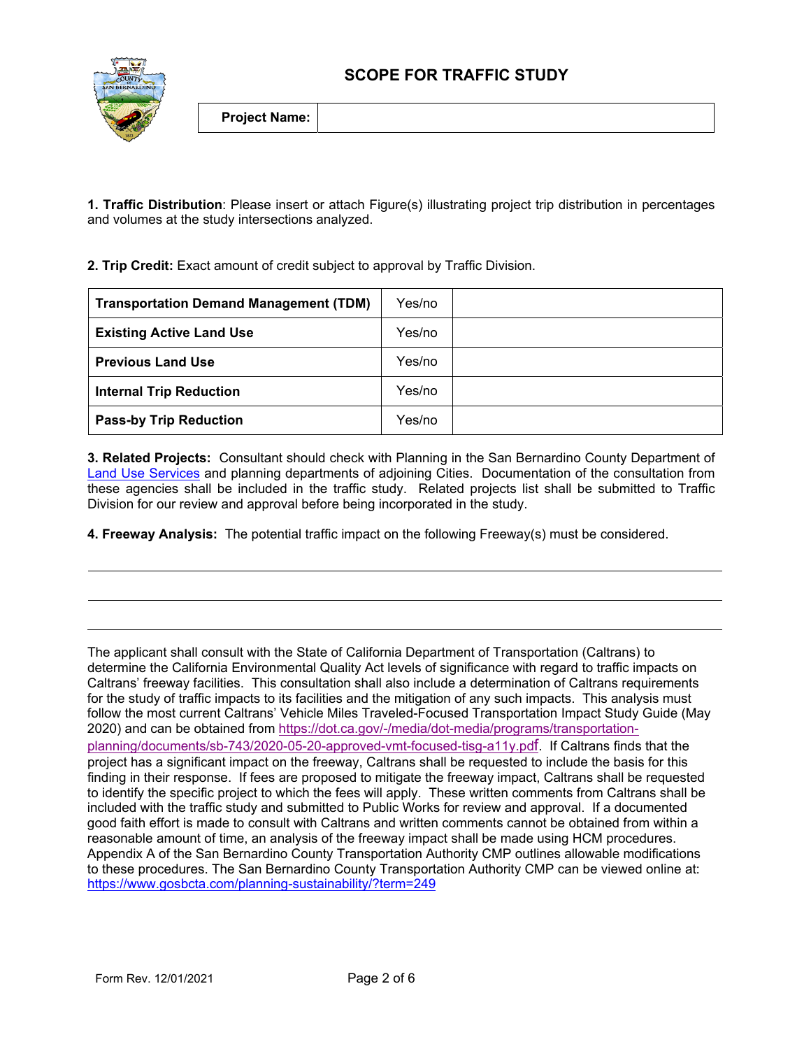# SCOPE FOR TRAFFIC STUDY

| **Project Name:** | |
|---|---|

**1. Traffic Distribution**: Please insert or attach Figure(s) illustrating project trip distribution in percentages and volumes at the study intersections analyzed.

**2. Trip Credit:** Exact amount of credit subject to approval by Traffic Division.

| | | |
|---|---|---|
| **Transportation Demand Management (TDM)** | Yes/no | |
| **Existing Active Land Use** | Yes/no | |
| **Previous Land Use** | Yes/no | |
| **Internal Trip Reduction** | Yes/no | |
| **Pass-by Trip Reduction** | Yes/no | |

**3. Related Projects:** Consultant should check with Planning in the San Bernardino County Department of Land Use Services and planning departments of adjoining Cities. Documentation of the consultation from these agencies shall be included in the traffic study. Related projects list shall be submitted to Traffic Division for our review and approval before being incorporated in the study.

**4. Freeway Analysis:** The potential traffic impact on the following Freeway(s) must be considered.

\_\_\_\_\_\_\_\_\_\_\_\_\_\_\_\_\_\_\_\_\_\_\_\_\_\_\_\_\_\_\_\_\_\_\_\_\_\_\_\_\_\_\_\_\_\_\_\_\_\_\_\_\_\_\_\_\_\_\_\_\_\_\_\_\_\_\_\_\_\_\_\_

\_\_\_\_\_\_\_\_\_\_\_\_\_\_\_\_\_\_\_\_\_\_\_\_\_\_\_\_\_\_\_\_\_\_\_\_\_\_\_\_\_\_\_\_\_\_\_\_\_\_\_\_\_\_\_\_\_\_\_\_\_\_\_\_\_\_\_\_\_\_\_\_

\_\_\_\_\_\_\_\_\_\_\_\_\_\_\_\_\_\_\_\_\_\_\_\_\_\_\_\_\_\_\_\_\_\_\_\_\_\_\_\_\_\_\_\_\_\_\_\_\_\_\_\_\_\_\_\_\_\_\_\_\_\_\_\_\_\_\_\_\_\_\_\_

The applicant shall consult with the State of California Department of Transportation (Caltrans) to determine the California Environmental Quality Act levels of significance with regard to traffic impacts on Caltrans' freeway facilities. This consultation shall also include a determination of Caltrans requirements for the study of traffic impacts to its facilities and the mitigation of any such impacts. This analysis must follow the most current Caltrans' Vehicle Miles Traveled-Focused Transportation Impact Study Guide (May 2020) and can be obtained from https://dot.ca.gov/-/media/dot-media/programs/transportation-planning/documents/sb-743/2020-05-20-approved-vmt-focused-tisg-a11y.pdf. If Caltrans finds that the project has a significant impact on the freeway, Caltrans shall be requested to include the basis for this finding in their response. If fees are proposed to mitigate the freeway impact, Caltrans shall be requested to identify the specific project to which the fees will apply. These written comments from Caltrans shall be included with the traffic study and submitted to Public Works for review and approval. If a documented good faith effort is made to consult with Caltrans and written comments cannot be obtained from within a reasonable amount of time, an analysis of the freeway impact shall be made using HCM procedures. Appendix A of the San Bernardino County Transportation Authority CMP outlines allowable modifications to these procedures. The San Bernardino County Transportation Authority CMP can be viewed online at: https://www.gosbcta.com/planning-sustainability/?term=249

Form Rev. 12/01/2021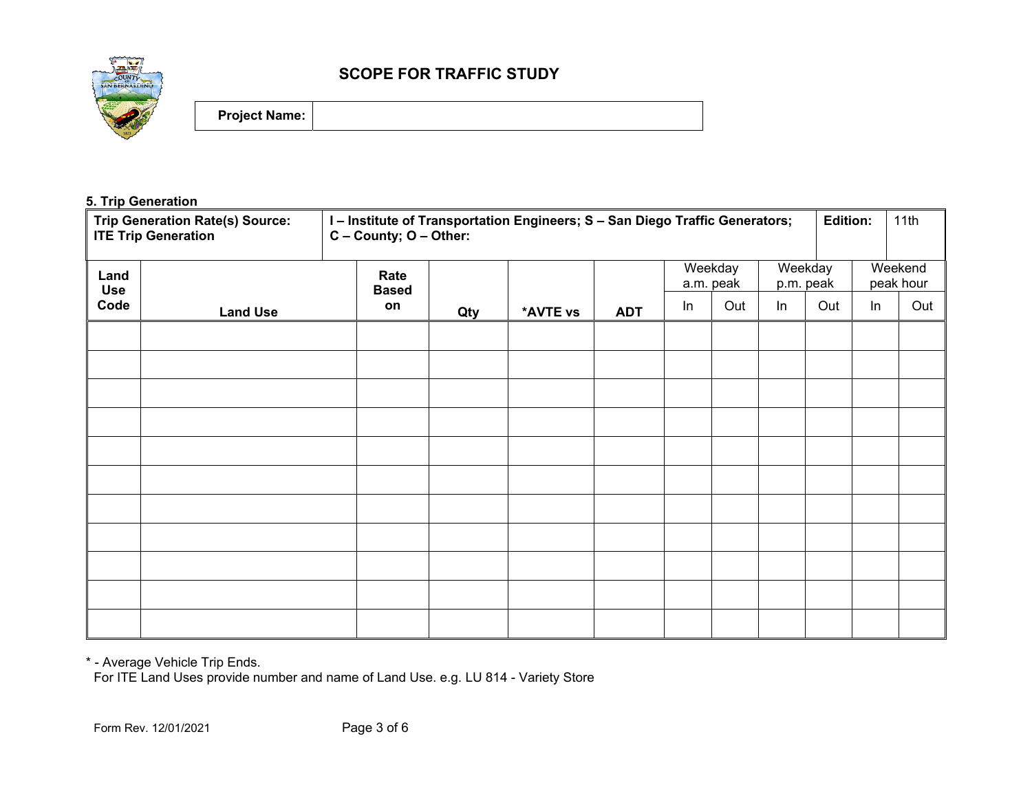# SCOPE FOR TRAFFIC STUDY

| **Project Name:** | |
|---|---|

### 5. Trip Generation

| **Trip Generation Rate(s) Source:** **ITE Trip Generation** | **I – Institute of Transportation Engineers; S – San Diego Traffic Generators; C – County; O – Other:** | **Edition:** | 11th |
|---|---|---|---|

| **Land Use Code** | **Land Use** | **Rate Based on** | **Qty** | ***AVTE vs** | **ADT** | Weekday a.m. peak | | Weekday p.m. peak | | Weekend peak hour | |
|---|---|---|---|---|---|---|---|---|---|---|---|
| | | | | | | In | Out | In | Out | In | Out |
| | | | | | | | | | | | |
| | | | | | | | | | | | |
| | | | | | | | | | | | |
| | | | | | | | | | | | |
| | | | | | | | | | | | |
| | | | | | | | | | | | |
| | | | | | | | | | | | |
| | | | | | | | | | | | |
| | | | | | | | | | | | |
| | | | | | | | | | | | |
| | | | | | | | | | | | |

* - Average Vehicle Trip Ends.
For ITE Land Uses provide number and name of Land Use. e.g. LU 814 - Variety Store

Form Rev. 12/01/2021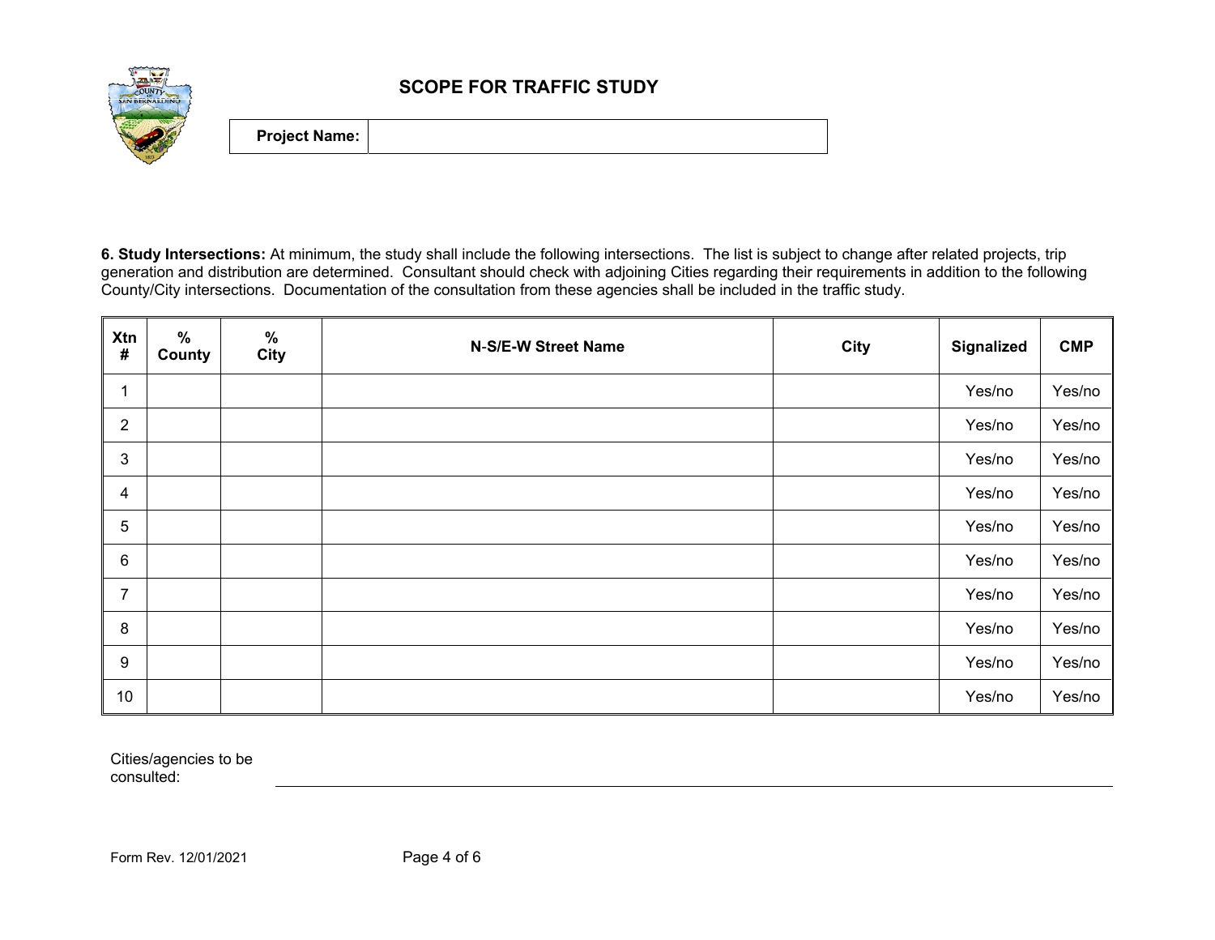# SCOPE FOR TRAFFIC STUDY

| Project Name: | |
|---|---|

**6. Study Intersections:** At minimum, the study shall include the following intersections. The list is subject to change after related projects, trip generation and distribution are determined. Consultant should check with adjoining Cities regarding their requirements in addition to the following County/City intersections. Documentation of the consultation from these agencies shall be included in the traffic study.

| Xtn # | % County | % City | N-S/E-W Street Name | City | Signalized | CMP |
|---|---|---|---|---|---|---|
| 1 | | | | | Yes/no | Yes/no |
| 2 | | | | | Yes/no | Yes/no |
| 3 | | | | | Yes/no | Yes/no |
| 4 | | | | | Yes/no | Yes/no |
| 5 | | | | | Yes/no | Yes/no |
| 6 | | | | | Yes/no | Yes/no |
| 7 | | | | | Yes/no | Yes/no |
| 8 | | | | | Yes/no | Yes/no |
| 9 | | | | | Yes/no | Yes/no |
| 10 | | | | | Yes/no | Yes/no |

Cities/agencies to be consulted: ______________________________

Form Rev. 12/01/2021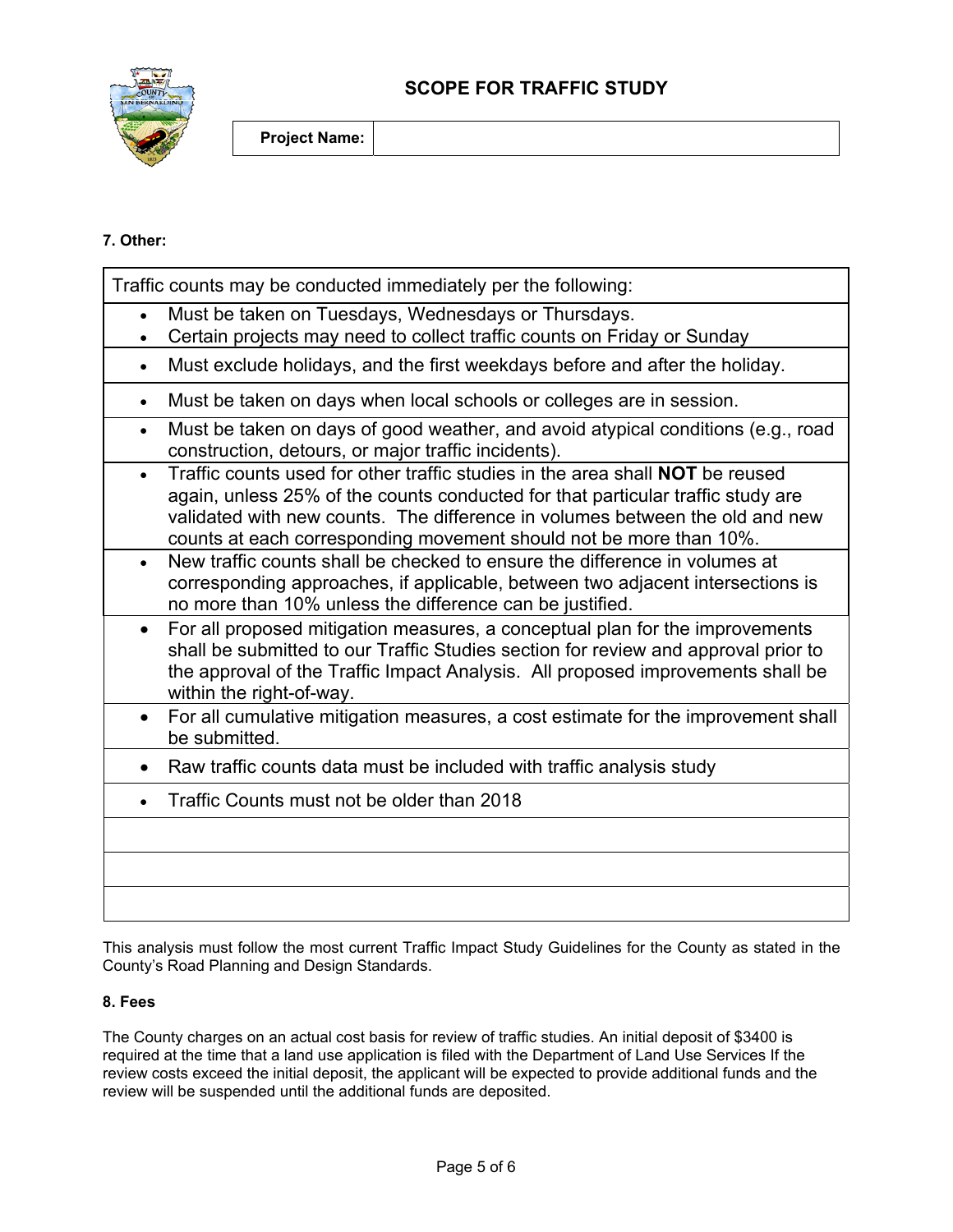# SCOPE FOR TRAFFIC STUDY

| **Project Name:** | |
|---|---|

**7. Other:**

| Traffic counts may be conducted immediately per the following: |
|---|
| • Must be taken on Tuesdays, Wednesdays or Thursdays. • Certain projects may need to collect traffic counts on Friday or Sunday |
| • Must exclude holidays, and the first weekdays before and after the holiday. |
| • Must be taken on days when local schools or colleges are in session. |
| • Must be taken on days of good weather, and avoid atypical conditions (e.g., road construction, detours, or major traffic incidents). |
| • Traffic counts used for other traffic studies in the area shall **NOT** be reused again, unless 25% of the counts conducted for that particular traffic study are validated with new counts. The difference in volumes between the old and new counts at each corresponding movement should not be more than 10%. |
| • New traffic counts shall be checked to ensure the difference in volumes at corresponding approaches, if applicable, between two adjacent intersections is no more than 10% unless the difference can be justified. |
| • For all proposed mitigation measures, a conceptual plan for the improvements shall be submitted to our Traffic Studies section for review and approval prior to the approval of the Traffic Impact Analysis. All proposed improvements shall be within the right-of-way. |
| • For all cumulative mitigation measures, a cost estimate for the improvement shall be submitted. |
| • Raw traffic counts data must be included with traffic analysis study |
| • Traffic Counts must not be older than 2018 |
| |
| |
| |

This analysis must follow the most current Traffic Impact Study Guidelines for the County as stated in the County's Road Planning and Design Standards.

**8. Fees**

The County charges on an actual cost basis for review of traffic studies. An initial deposit of $3400 is required at the time that a land use application is filed with the Department of Land Use Services If the review costs exceed the initial deposit, the applicant will be expected to provide additional funds and the review will be suspended until the additional funds are deposited.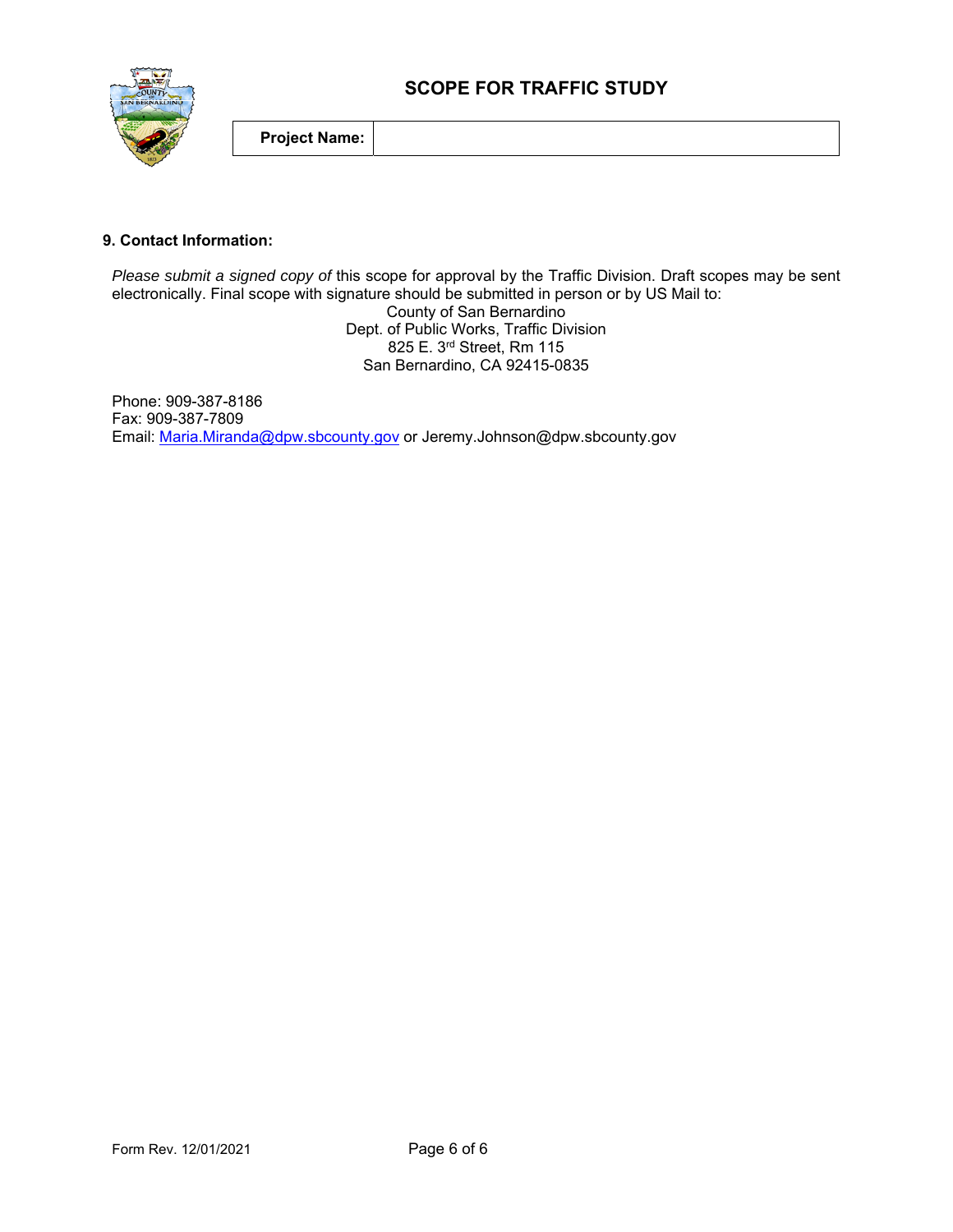# SCOPE FOR TRAFFIC STUDY

| **Project Name:** | |
|---|---|

**9. Contact Information:**

*Please submit a signed copy of* this scope for approval by the Traffic Division. Draft scopes may be sent electronically. Final scope with signature should be submitted in person or by US Mail to:

County of San Bernardino
Dept. of Public Works, Traffic Division
825 E. 3rd Street, Rm 115
San Bernardino, CA 92415-0835

Phone: 909-387-8186
Fax: 909-387-7809
Email: Maria.Miranda@dpw.sbcounty.gov or Jeremy.Johnson@dpw.sbcounty.gov

Form Rev. 12/01/2021